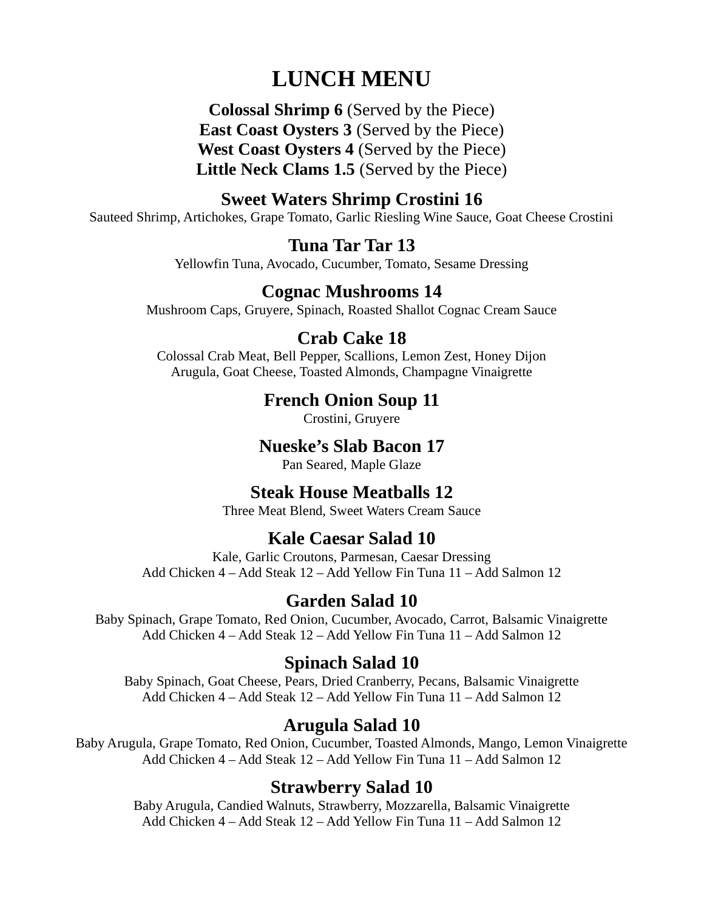# LUNCH MENU

**Colossal Shrimp 6** (Served by the Piece)
**East Coast Oysters 3** (Served by the Piece)
**West Coast Oysters 4** (Served by the Piece)
**Little Neck Clams 1.5** (Served by the Piece)

### Sweet Waters Shrimp Crostini 16

Sauteed Shrimp, Artichokes, Grape Tomato, Garlic Riesling Wine Sauce, Goat Cheese Crostini

### Tuna Tar Tar 13

Yellowfin Tuna, Avocado, Cucumber, Tomato, Sesame Dressing

### Cognac Mushrooms 14

Mushroom Caps, Gruyere, Spinach, Roasted Shallot Cognac Cream Sauce

### Crab Cake 18

Colossal Crab Meat, Bell Pepper, Scallions, Lemon Zest, Honey Dijon
Arugula, Goat Cheese, Toasted Almonds, Champagne Vinaigrette

### French Onion Soup 11

Crostini, Gruyere

### Nueske's Slab Bacon 17

Pan Seared, Maple Glaze

### Steak House Meatballs 12

Three Meat Blend, Sweet Waters Cream Sauce

### Kale Caesar Salad 10

Kale, Garlic Croutons, Parmesan, Caesar Dressing
Add Chicken 4 – Add Steak 12 – Add Yellow Fin Tuna 11 – Add Salmon 12

### Garden Salad 10

Baby Spinach, Grape Tomato, Red Onion, Cucumber, Avocado, Carrot, Balsamic Vinaigrette
Add Chicken 4 – Add Steak 12 – Add Yellow Fin Tuna 11 – Add Salmon 12

### Spinach Salad 10

Baby Spinach, Goat Cheese, Pears, Dried Cranberry, Pecans, Balsamic Vinaigrette
Add Chicken 4 – Add Steak 12 – Add Yellow Fin Tuna 11 – Add Salmon 12

### Arugula Salad 10

Baby Arugula, Grape Tomato, Red Onion, Cucumber, Toasted Almonds, Mango, Lemon Vinaigrette
Add Chicken 4 – Add Steak 12 – Add Yellow Fin Tuna 11 – Add Salmon 12

### Strawberry Salad 10

Baby Arugula, Candied Walnuts, Strawberry, Mozzarella, Balsamic Vinaigrette
Add Chicken 4 – Add Steak 12 – Add Yellow Fin Tuna 11 – Add Salmon 12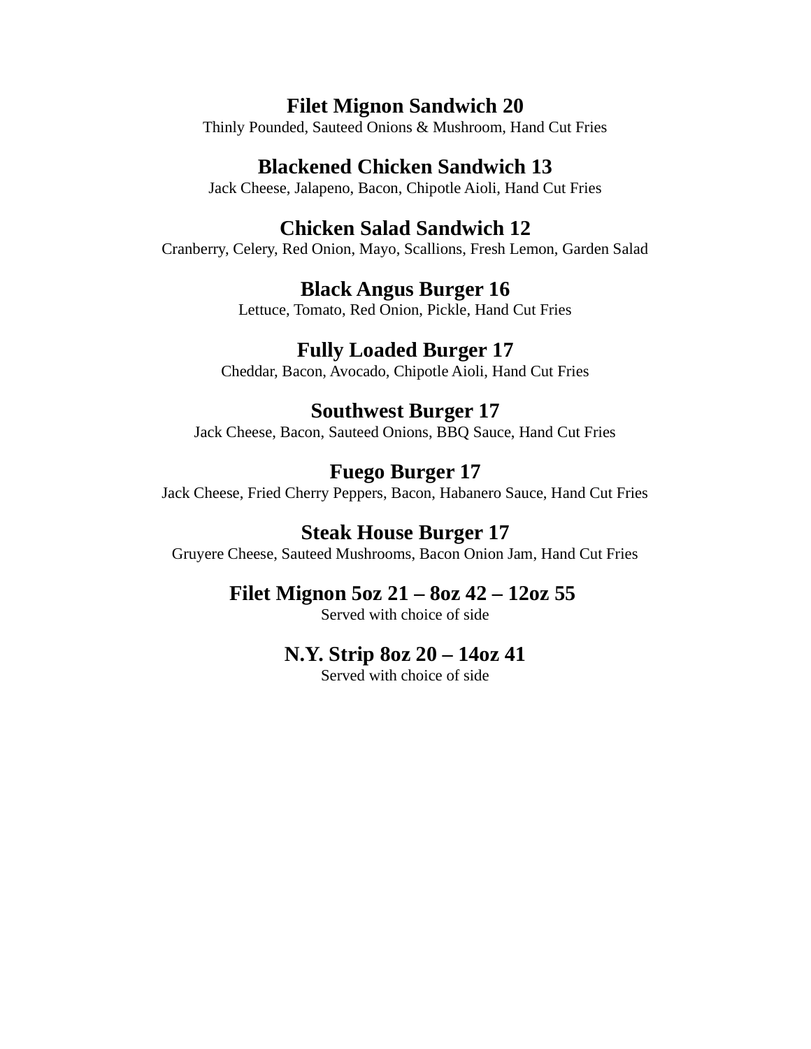**Filet Mignon Sandwich 20**
Thinly Pounded, Sauteed Onions & Mushroom, Hand Cut Fries

**Blackened Chicken Sandwich 13**
Jack Cheese, Jalapeno, Bacon, Chipotle Aioli, Hand Cut Fries

**Chicken Salad Sandwich 12**
Cranberry, Celery, Red Onion, Mayo, Scallions, Fresh Lemon, Garden Salad

**Black Angus Burger 16**
Lettuce, Tomato, Red Onion, Pickle, Hand Cut Fries

**Fully Loaded Burger 17**
Cheddar, Bacon, Avocado, Chipotle Aioli, Hand Cut Fries

**Southwest Burger 17**
Jack Cheese, Bacon, Sauteed Onions, BBQ Sauce, Hand Cut Fries

**Fuego Burger 17**
Jack Cheese, Fried Cherry Peppers, Bacon, Habanero Sauce, Hand Cut Fries

**Steak House Burger 17**
Gruyere Cheese, Sauteed Mushrooms, Bacon Onion Jam, Hand Cut Fries

**Filet Mignon 5oz 21 – 8oz 42 – 12oz 55**
Served with choice of side

**N.Y. Strip 8oz 20 – 14oz 41**
Served with choice of side